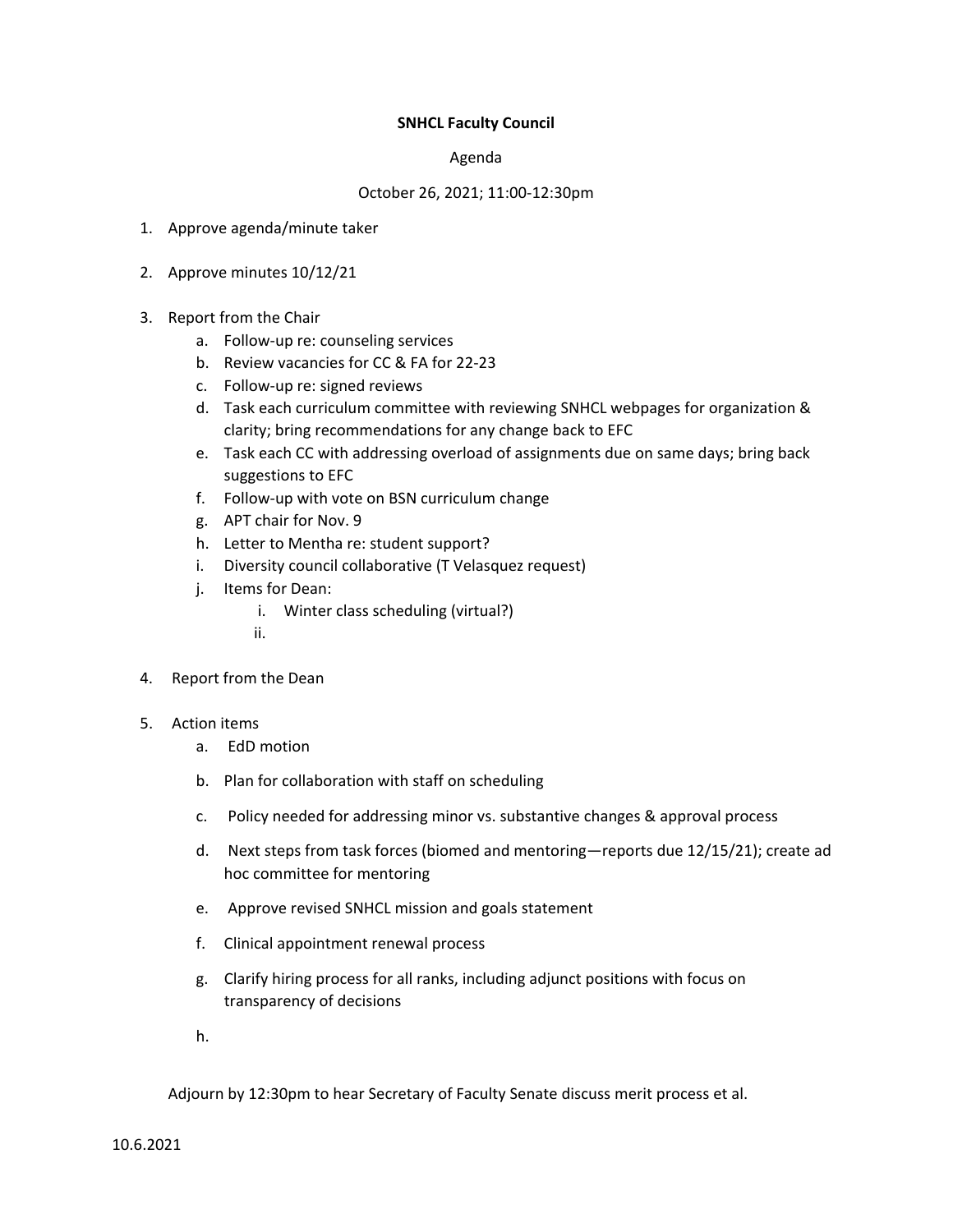**SNHCL Faculty Council**

Agenda

October 26, 2021; 11:00-12:30pm

1. Approve agenda/minute taker

2. Approve minutes 10/12/21

3. Report from the Chair
   a. Follow-up re: counseling services
   b. Review vacancies for CC & FA for 22-23
   c. Follow-up re: signed reviews
   d. Task each curriculum committee with reviewing SNHCL webpages for organization & clarity; bring recommendations for any change back to EFC
   e. Task each CC with addressing overload of assignments due on same days; bring back suggestions to EFC
   f. Follow-up with vote on BSN curriculum change
   g. APT chair for Nov. 9
   h. Letter to Mentha re: student support?
   i. Diversity council collaborative (T Velasquez request)
   j. Items for Dean:
      i. Winter class scheduling (virtual?)
      ii.

4. Report from the Dean

5. Action items
   a. EdD motion

   b. Plan for collaboration with staff on scheduling

   c. Policy needed for addressing minor vs. substantive changes & approval process

   d. Next steps from task forces (biomed and mentoring—reports due 12/15/21); create ad hoc committee for mentoring

   e. Approve revised SNHCL mission and goals statement

   f. Clinical appointment renewal process

   g. Clarify hiring process for all ranks, including adjunct positions with focus on transparency of decisions

   h.

Adjourn by 12:30pm to hear Secretary of Faculty Senate discuss merit process et al.

10.6.2021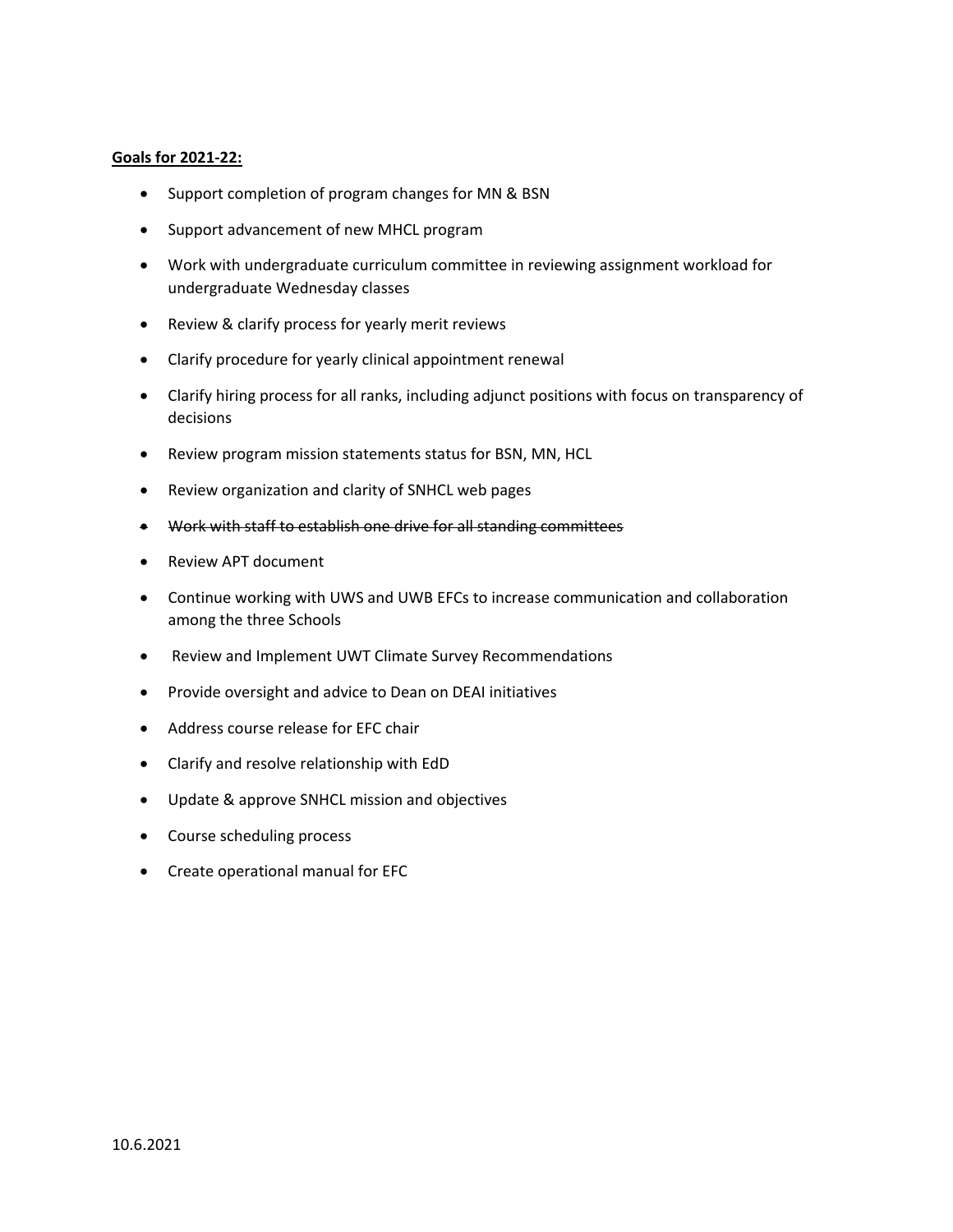**Goals for 2021-22:**

- Support completion of program changes for MN & BSN
- Support advancement of new MHCL program
- Work with undergraduate curriculum committee in reviewing assignment workload for undergraduate Wednesday classes
- Review & clarify process for yearly merit reviews
- Clarify procedure for yearly clinical appointment renewal
- Clarify hiring process for all ranks, including adjunct positions with focus on transparency of decisions
- Review program mission statements status for BSN, MN, HCL
- Review organization and clarity of SNHCL web pages
- ~~Work with staff to establish one drive for all standing committees~~
- Review APT document
- Continue working with UWS and UWB EFCs to increase communication and collaboration among the three Schools
- Review and Implement UWT Climate Survey Recommendations
- Provide oversight and advice to Dean on DEAI initiatives
- Address course release for EFC chair
- Clarify and resolve relationship with EdD
- Update & approve SNHCL mission and objectives
- Course scheduling process
- Create operational manual for EFC

10.6.2021